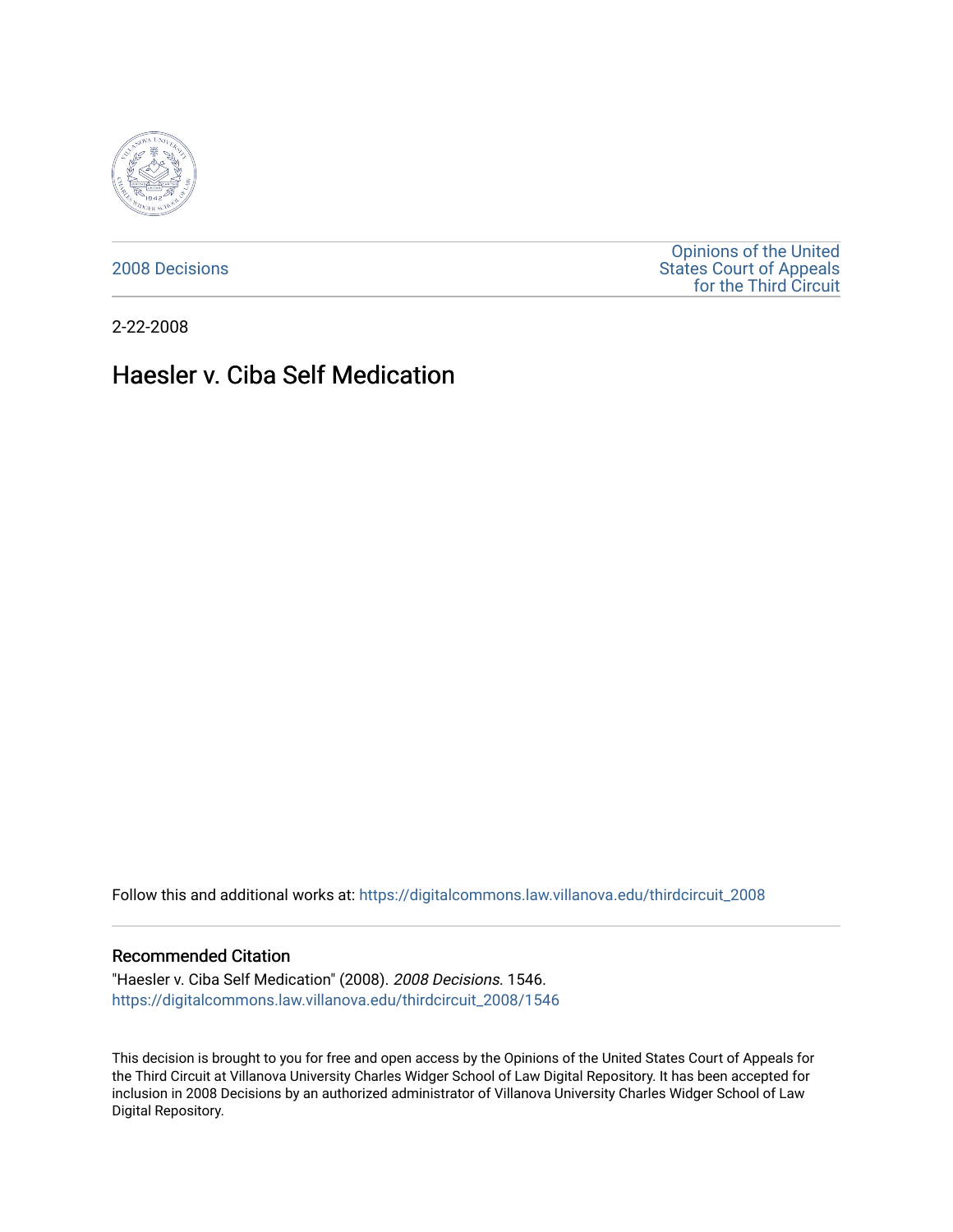2008 Decisions

Opinions of the United States Court of Appeals for the Third Circuit

2-22-2008

# Haesler v. Ciba Self Medication

Follow this and additional works at: https://digitalcommons.law.villanova.edu/thirdcircuit_2008

## Recommended Citation

"Haesler v. Ciba Self Medication" (2008). *2008 Decisions*. 1546.
https://digitalcommons.law.villanova.edu/thirdcircuit_2008/1546

This decision is brought to you for free and open access by the Opinions of the United States Court of Appeals for the Third Circuit at Villanova University Charles Widger School of Law Digital Repository. It has been accepted for inclusion in 2008 Decisions by an authorized administrator of Villanova University Charles Widger School of Law Digital Repository.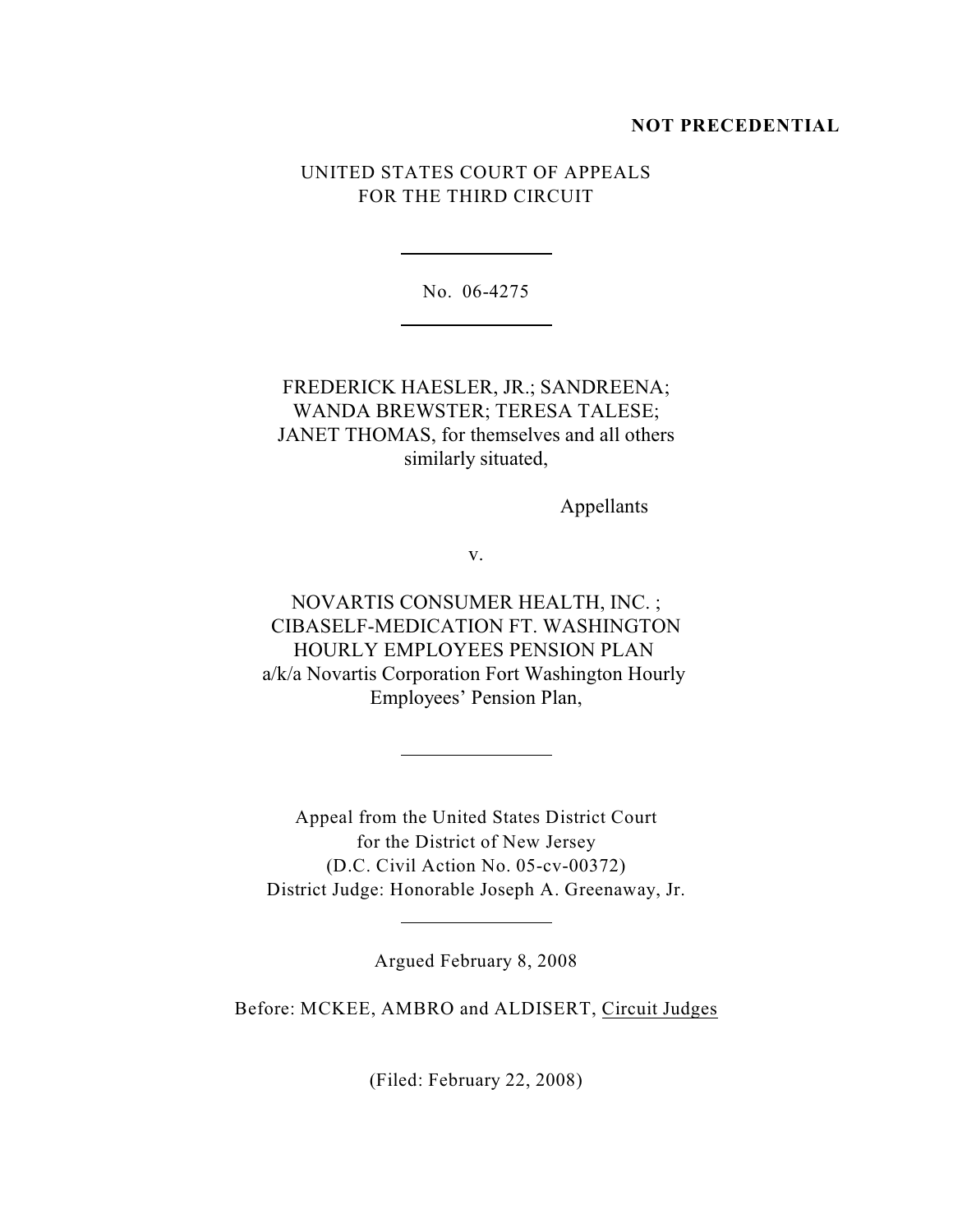**NOT PRECEDENTIAL**

UNITED STATES COURT OF APPEALS
FOR THE THIRD CIRCUIT

---

No. 06-4275

---

FREDERICK HAESLER, JR.; SANDREENA;
WANDA BREWSTER; TERESA TALESE;
JANET THOMAS, for themselves and all others
similarly situated,

Appellants

v.

NOVARTIS CONSUMER HEALTH, INC. ;
CIBASELF-MEDICATION FT. WASHINGTON
HOURLY EMPLOYEES PENSION PLAN
a/k/a Novartis Corporation Fort Washington Hourly
Employees' Pension Plan,

---

Appeal from the United States District Court
for the District of New Jersey
(D.C. Civil Action No. 05-cv-00372)
District Judge: Honorable Joseph A. Greenaway, Jr.

---

Argued February 8, 2008

Before: MCKEE, AMBRO and ALDISERT, Circuit Judges

(Filed: February 22, 2008)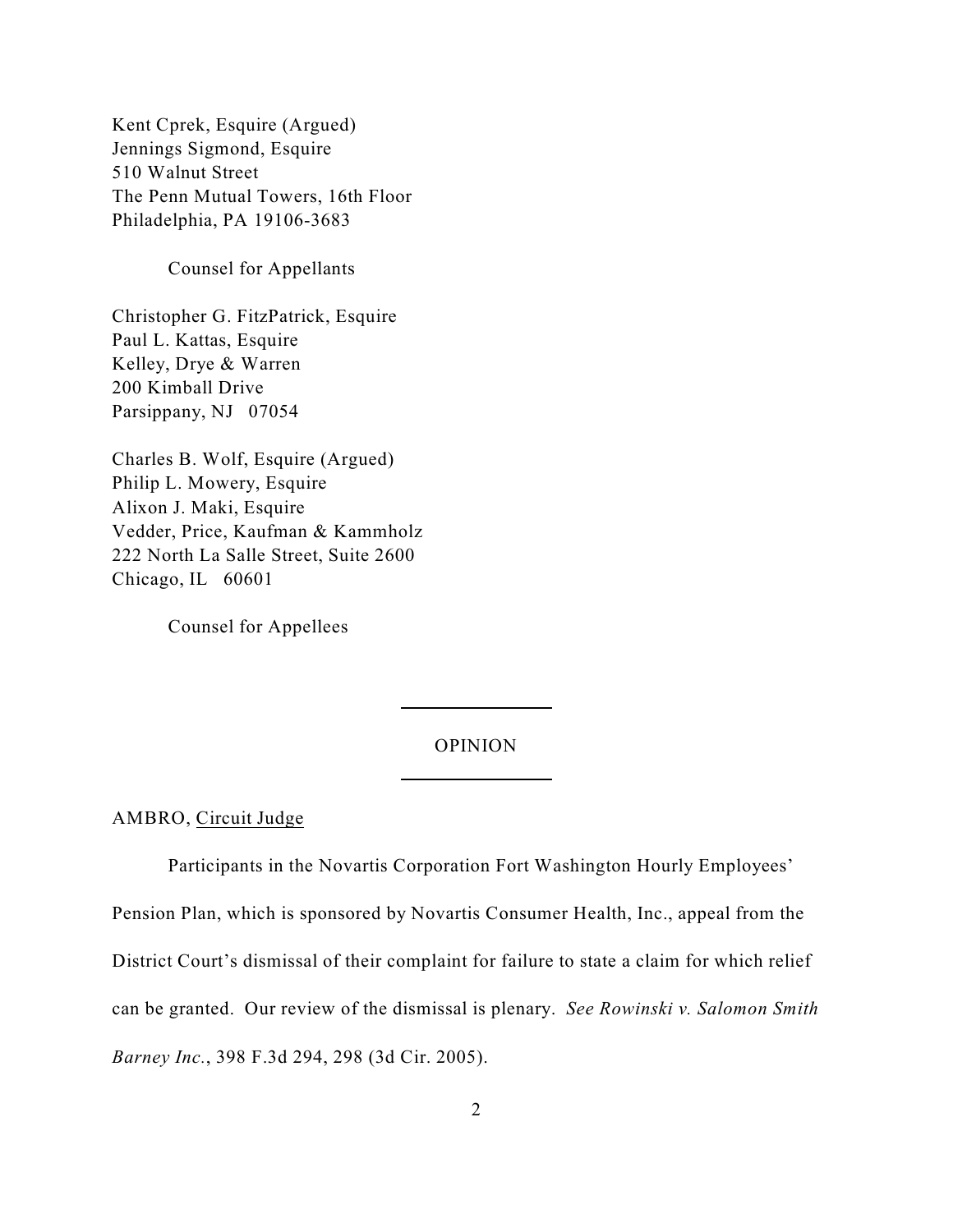Kent Cprek, Esquire (Argued)
Jennings Sigmond, Esquire
510 Walnut Street
The Penn Mutual Towers, 16th Floor
Philadelphia, PA 19106-3683

Counsel for Appellants

Christopher G. FitzPatrick, Esquire
Paul L. Kattas, Esquire
Kelley, Drye & Warren
200 Kimball Drive
Parsippany, NJ 07054

Charles B. Wolf, Esquire (Argued)
Philip L. Mowery, Esquire
Alixon J. Maki, Esquire
Vedder, Price, Kaufman & Kammholz
222 North La Salle Street, Suite 2600
Chicago, IL 60601

Counsel for Appellees

---

OPINION

---

AMBRO, Circuit Judge

Participants in the Novartis Corporation Fort Washington Hourly Employees' Pension Plan, which is sponsored by Novartis Consumer Health, Inc., appeal from the District Court's dismissal of their complaint for failure to state a claim for which relief can be granted. Our review of the dismissal is plenary. *See Rowinski v. Salomon Smith Barney Inc.*, 398 F.3d 294, 298 (3d Cir. 2005).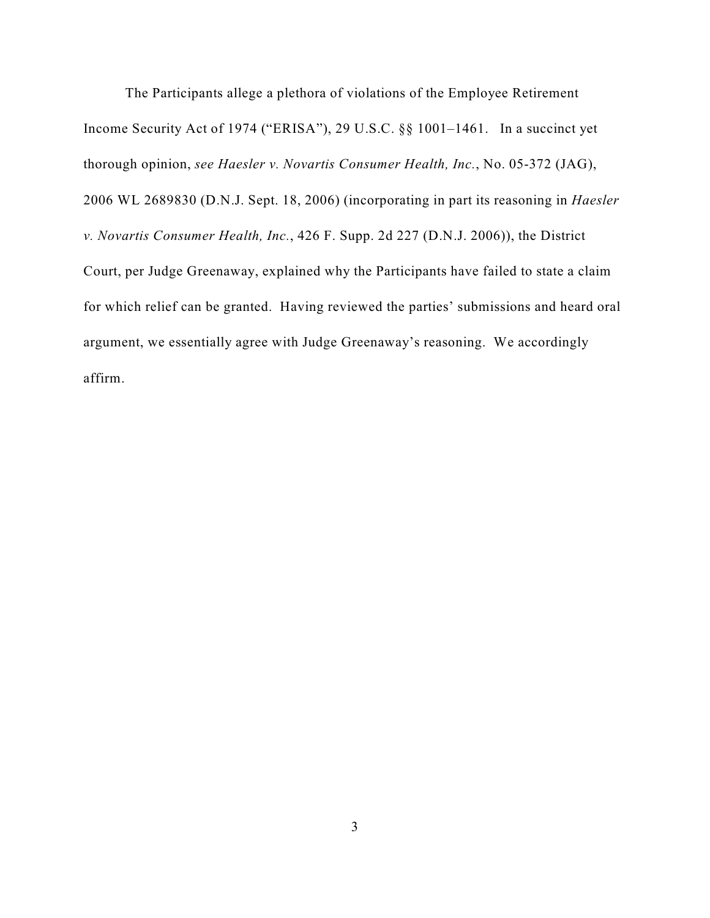The Participants allege a plethora of violations of the Employee Retirement Income Security Act of 1974 ("ERISA"), 29 U.S.C. §§ 1001–1461. In a succinct yet thorough opinion, *see Haesler v. Novartis Consumer Health, Inc.*, No. 05-372 (JAG), 2006 WL 2689830 (D.N.J. Sept. 18, 2006) (incorporating in part its reasoning in *Haesler v. Novartis Consumer Health, Inc.*, 426 F. Supp. 2d 227 (D.N.J. 2006)), the District Court, per Judge Greenaway, explained why the Participants have failed to state a claim for which relief can be granted. Having reviewed the parties' submissions and heard oral argument, we essentially agree with Judge Greenaway's reasoning. We accordingly affirm.